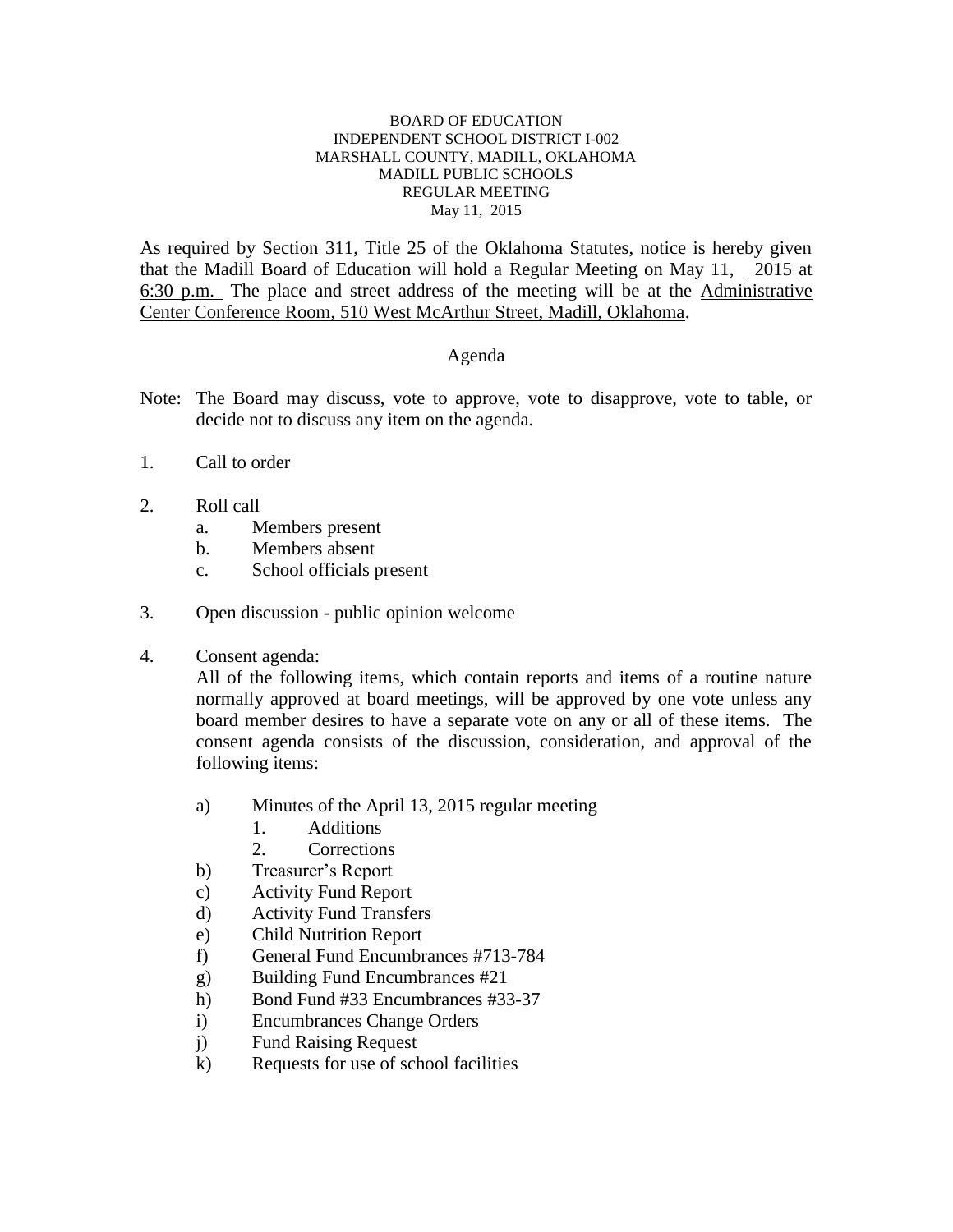BOARD OF EDUCATION
INDEPENDENT SCHOOL DISTRICT I-002
MARSHALL COUNTY, MADILL, OKLAHOMA
MADILL PUBLIC SCHOOLS
REGULAR MEETING
May 11, 2015

As required by Section 311, Title 25 of the Oklahoma Statutes, notice is hereby given that the Madill Board of Education will hold a Regular Meeting on May 11, 2015 at 6:30 p.m. The place and street address of the meeting will be at the Administrative Center Conference Room, 510 West McArthur Street, Madill, Oklahoma.

## Agenda

Note: The Board may discuss, vote to approve, vote to disapprove, vote to table, or decide not to discuss any item on the agenda.

1. Call to order

2. Roll call
   a. Members present
   b. Members absent
   c. School officials present

3. Open discussion - public opinion welcome

4. Consent agenda:
   All of the following items, which contain reports and items of a routine nature normally approved at board meetings, will be approved by one vote unless any board member desires to have a separate vote on any or all of these items. The consent agenda consists of the discussion, consideration, and approval of the following items:

   a) Minutes of the April 13, 2015 regular meeting
      1. Additions
      2. Corrections
   b) Treasurer's Report
   c) Activity Fund Report
   d) Activity Fund Transfers
   e) Child Nutrition Report
   f) General Fund Encumbrances #713-784
   g) Building Fund Encumbrances #21
   h) Bond Fund #33 Encumbrances #33-37
   i) Encumbrances Change Orders
   j) Fund Raising Request
   k) Requests for use of school facilities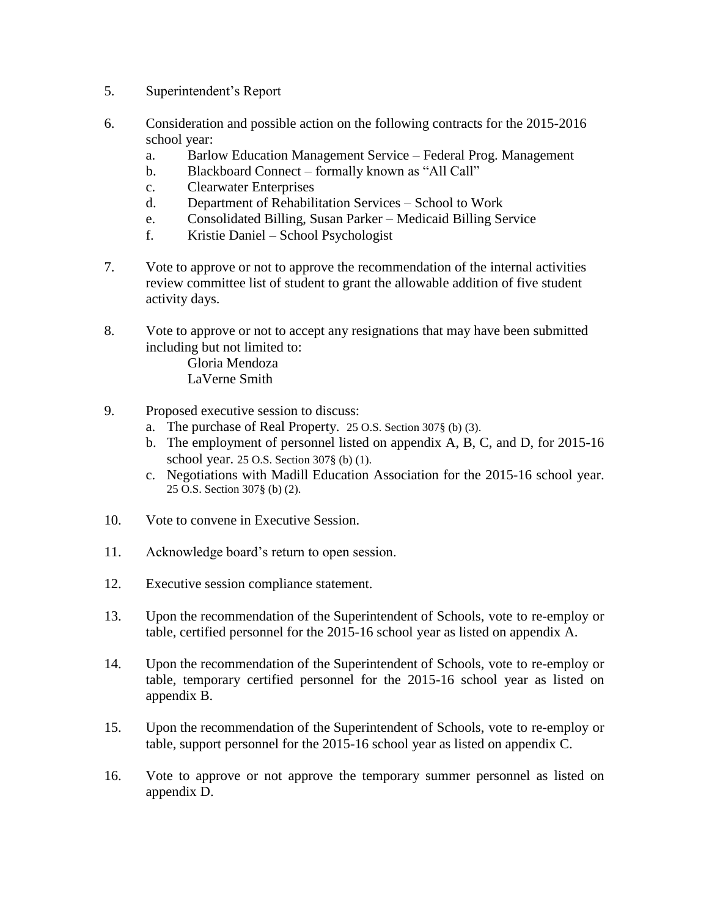5. Superintendent's Report

6. Consideration and possible action on the following contracts for the 2015-2016 school year:
   a. Barlow Education Management Service – Federal Prog. Management
   b. Blackboard Connect – formally known as "All Call"
   c. Clearwater Enterprises
   d. Department of Rehabilitation Services – School to Work
   e. Consolidated Billing, Susan Parker – Medicaid Billing Service
   f. Kristie Daniel – School Psychologist

7. Vote to approve or not to approve the recommendation of the internal activities review committee list of student to grant the allowable addition of five student activity days.

8. Vote to approve or not to accept any resignations that may have been submitted including but not limited to:

   Gloria Mendoza
   LaVerne Smith

9. Proposed executive session to discuss:
   a. The purchase of Real Property. 25 O.S. Section 307§ (b) (3).
   b. The employment of personnel listed on appendix A, B, C, and D, for 2015-16 school year. 25 O.S. Section 307§ (b) (1).
   c. Negotiations with Madill Education Association for the 2015-16 school year. 25 O.S. Section 307§ (b) (2).

10. Vote to convene in Executive Session.

11. Acknowledge board's return to open session.

12. Executive session compliance statement.

13. Upon the recommendation of the Superintendent of Schools, vote to re-employ or table, certified personnel for the 2015-16 school year as listed on appendix A.

14. Upon the recommendation of the Superintendent of Schools, vote to re-employ or table, temporary certified personnel for the 2015-16 school year as listed on appendix B.

15. Upon the recommendation of the Superintendent of Schools, vote to re-employ or table, support personnel for the 2015-16 school year as listed on appendix C.

16. Vote to approve or not approve the temporary summer personnel as listed on appendix D.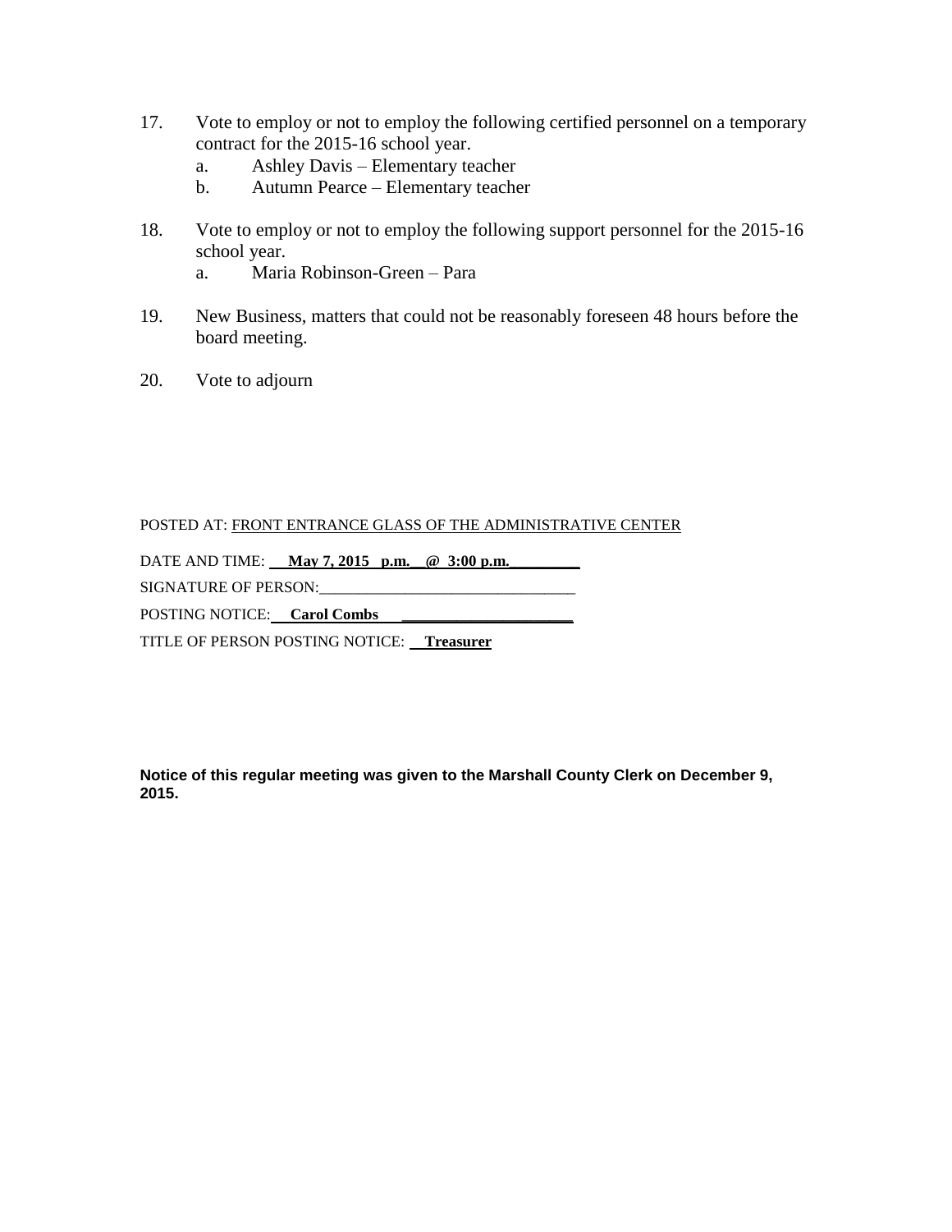17. Vote to employ or not to employ the following certified personnel on a temporary contract for the 2015-16 school year.
    a. Ashley Davis – Elementary teacher
    b. Autumn Pearce – Elementary teacher

18. Vote to employ or not to employ the following support personnel for the 2015-16 school year.
    a. Maria Robinson-Green – Para

19. New Business, matters that could not be reasonably foreseen 48 hours before the board meeting.

20. Vote to adjourn

POSTED AT: FRONT ENTRANCE GLASS OF THE ADMINISTRATIVE CENTER

DATE AND TIME: **May 7, 2015 p.m. @ 3:00 p.m.**

SIGNATURE OF PERSON:________________________________

POSTING NOTICE: **Carol Combs**

TITLE OF PERSON POSTING NOTICE: **Treasurer**

**Notice of this regular meeting was given to the Marshall County Clerk on December 9, 2015.**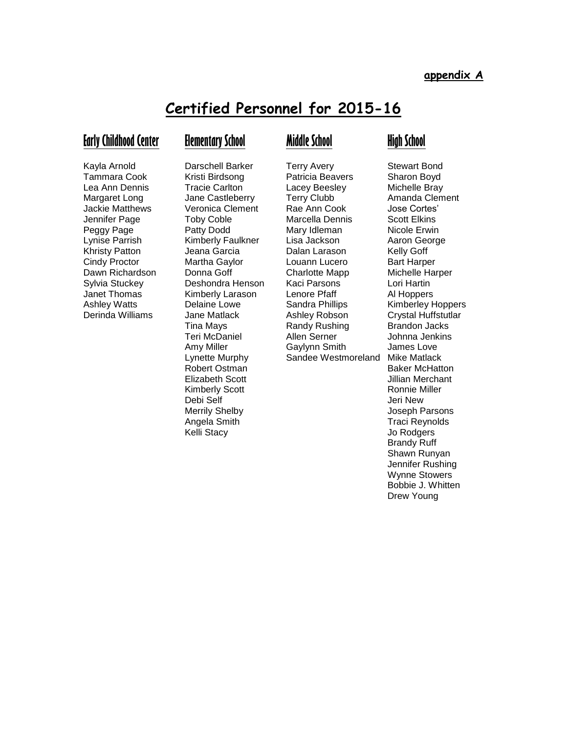**appendix A**

# Certified Personnel for 2015-16

## Early Childhood Center

Kayla Arnold
Tammara Cook
Lea Ann Dennis
Margaret Long
Jackie Matthews
Jennifer Page
Peggy Page
Lynise Parrish
Khristy Patton
Cindy Proctor
Dawn Richardson
Sylvia Stuckey
Janet Thomas
Ashley Watts
Derinda Williams

## Elementary School

Darschell Barker
Kristi Birdsong
Tracie Carlton
Jane Castleberry
Veronica Clement
Toby Coble
Patty Dodd
Kimberly Faulkner
Jeana Garcia
Martha Gaylor
Donna Goff
Deshondra Henson
Kimberly Larason
Delaine Lowe
Jane Matlack
Tina Mays
Teri McDaniel
Amy Miller
Lynette Murphy
Robert Ostman
Elizabeth Scott
Kimberly Scott
Debi Self
Merrily Shelby
Angela Smith
Kelli Stacy

## Middle School

Terry Avery
Patricia Beavers
Lacey Beesley
Terry Clubb
Rae Ann Cook
Marcella Dennis
Mary Idleman
Lisa Jackson
Dalan Larason
Louann Lucero
Charlotte Mapp
Kaci Parsons
Lenore Pfaff
Sandra Phillips
Ashley Robson
Randy Rushing
Allen Serner
Gaylynn Smith
Sandee Westmoreland

## High School

Stewart Bond
Sharon Boyd
Michelle Bray
Amanda Clement
Jose Cortes'
Scott Elkins
Nicole Erwin
Aaron George
Kelly Goff
Bart Harper
Michelle Harper
Lori Hartin
Al Hoppers
Kimberley Hoppers
Crystal Huffstutlar
Brandon Jacks
Johnna Jenkins
James Love
Mike Matlack
Baker McHatton
Jillian Merchant
Ronnie Miller
Jeri New
Joseph Parsons
Traci Reynolds
Jo Rodgers
Brandy Ruff
Shawn Runyan
Jennifer Rushing
Wynne Stowers
Bobbie J. Whitten
Drew Young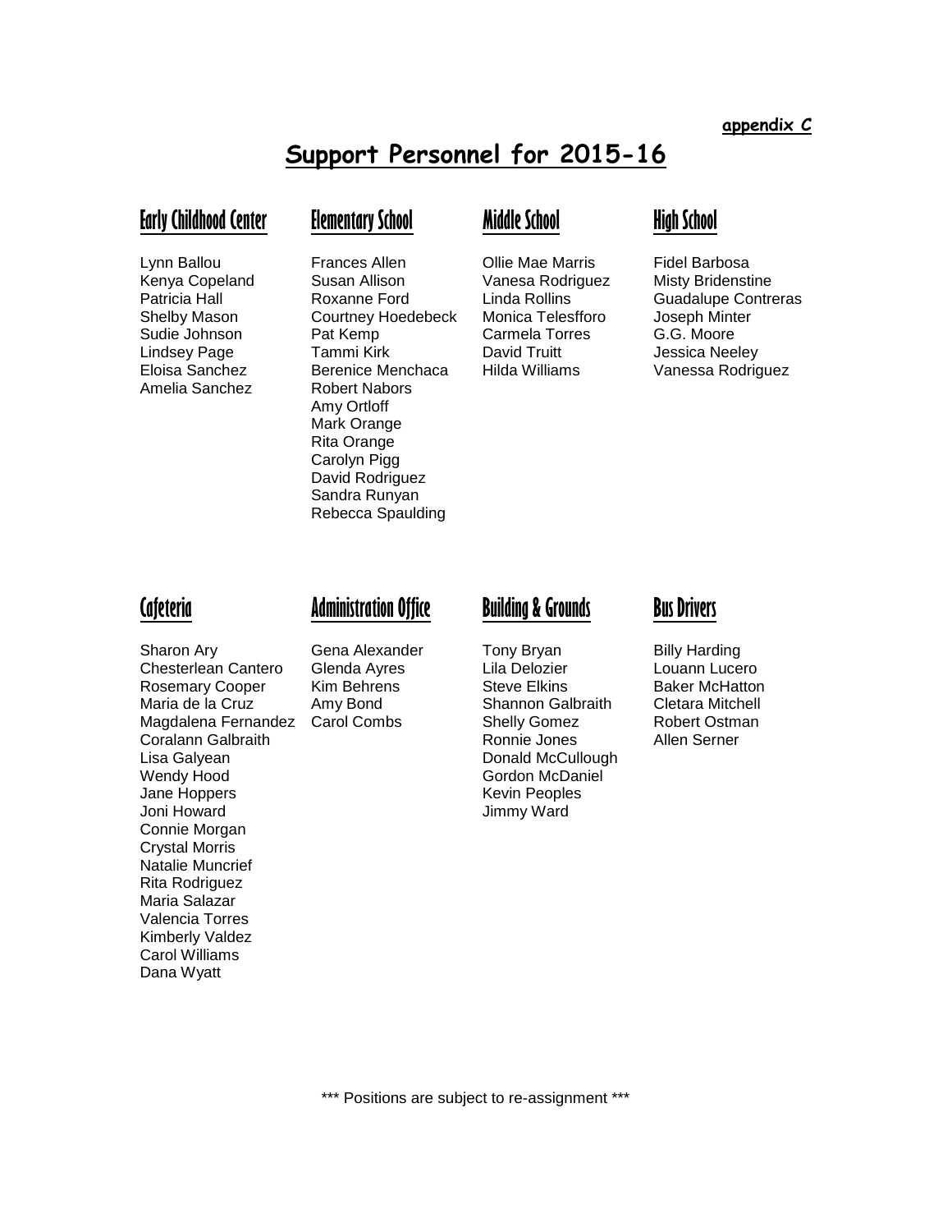**appendix C**

# Support Personnel for 2015-16

## Early Childhood Center

Lynn Ballou
Kenya Copeland
Patricia Hall
Shelby Mason
Sudie Johnson
Lindsey Page
Eloisa Sanchez
Amelia Sanchez

## Elementary School

Frances Allen
Susan Allison
Roxanne Ford
Courtney Hoedebeck
Pat Kemp
Tammi Kirk
Berenice Menchaca
Robert Nabors
Amy Ortloff
Mark Orange
Rita Orange
Carolyn Pigg
David Rodriguez
Sandra Runyan
Rebecca Spaulding

## Middle School

Ollie Mae Marris
Vanesa Rodriguez
Linda Rollins
Monica Telesfforo
Carmela Torres
David Truitt
Hilda Williams

## High School

Fidel Barbosa
Misty Bridenstine
Guadalupe Contreras
Joseph Minter
G.G. Moore
Jessica Neeley
Vanessa Rodriguez

## Cafeteria

Sharon Ary
Chesterlean Cantero
Rosemary Cooper
Maria de la Cruz
Magdalena Fernandez
Coralann Galbraith
Lisa Galyean
Wendy Hood
Jane Hoppers
Joni Howard
Connie Morgan
Crystal Morris
Natalie Muncrief
Rita Rodriguez
Maria Salazar
Valencia Torres
Kimberly Valdez
Carol Williams
Dana Wyatt

## Administration Office

Gena Alexander
Glenda Ayres
Kim Behrens
Amy Bond
Carol Combs

## Building & Grounds

Tony Bryan
Lila Delozier
Steve Elkins
Shannon Galbraith
Shelly Gomez
Ronnie Jones
Donald McCullough
Gordon McDaniel
Kevin Peoples
Jimmy Ward

## Bus Drivers

Billy Harding
Louann Lucero
Baker McHatton
Cletara Mitchell
Robert Ostman
Allen Serner

*** Positions are subject to re-assignment ***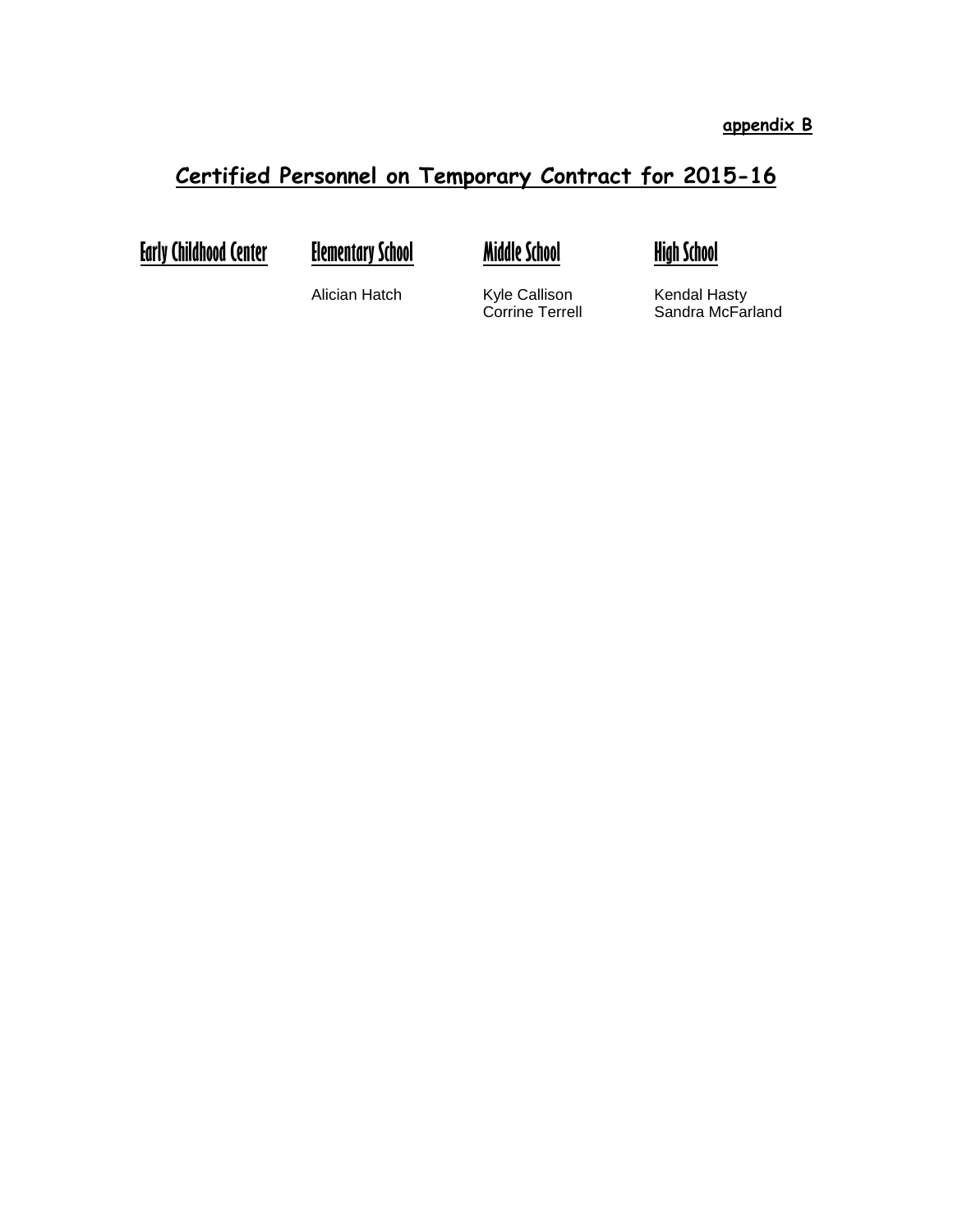**appendix B**

# Certified Personnel on Temporary Contract for 2015-16

| Early Childhood Center | Elementary School | Middle School | High School |
|---|---|---|---|
| | Alician Hatch | Kyle Callison | Kendal Hasty |
| | | Corrine Terrell | Sandra McFarland |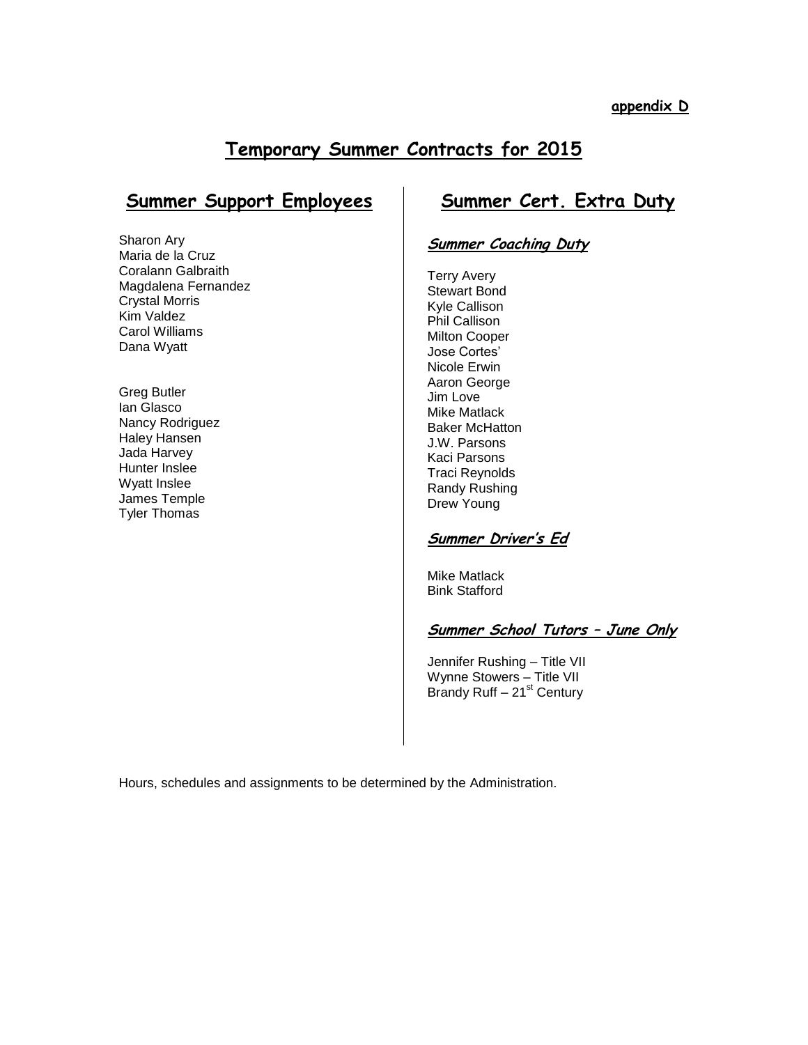**appendix D**

# Temporary Summer Contracts for 2015

## Summer Support Employees

Sharon Ary
Maria de la Cruz
Coralann Galbraith
Magdalena Fernandez
Crystal Morris
Kim Valdez
Carol Williams
Dana Wyatt

Greg Butler
Ian Glasco
Nancy Rodriguez
Haley Hansen
Jada Harvey
Hunter Inslee
Wyatt Inslee
James Temple
Tyler Thomas

## Summer Cert. Extra Duty

### *Summer Coaching Duty*

Terry Avery
Stewart Bond
Kyle Callison
Phil Callison
Milton Cooper
Jose Cortes'
Nicole Erwin
Aaron George
Jim Love
Mike Matlack
Baker McHatton
J.W. Parsons
Kaci Parsons
Traci Reynolds
Randy Rushing
Drew Young

### *Summer Driver's Ed*

Mike Matlack
Bink Stafford

### *Summer School Tutors – June Only*

Jennifer Rushing – Title VII
Wynne Stowers – Title VII
Brandy Ruff – 21st Century

Hours, schedules and assignments to be determined by the Administration.